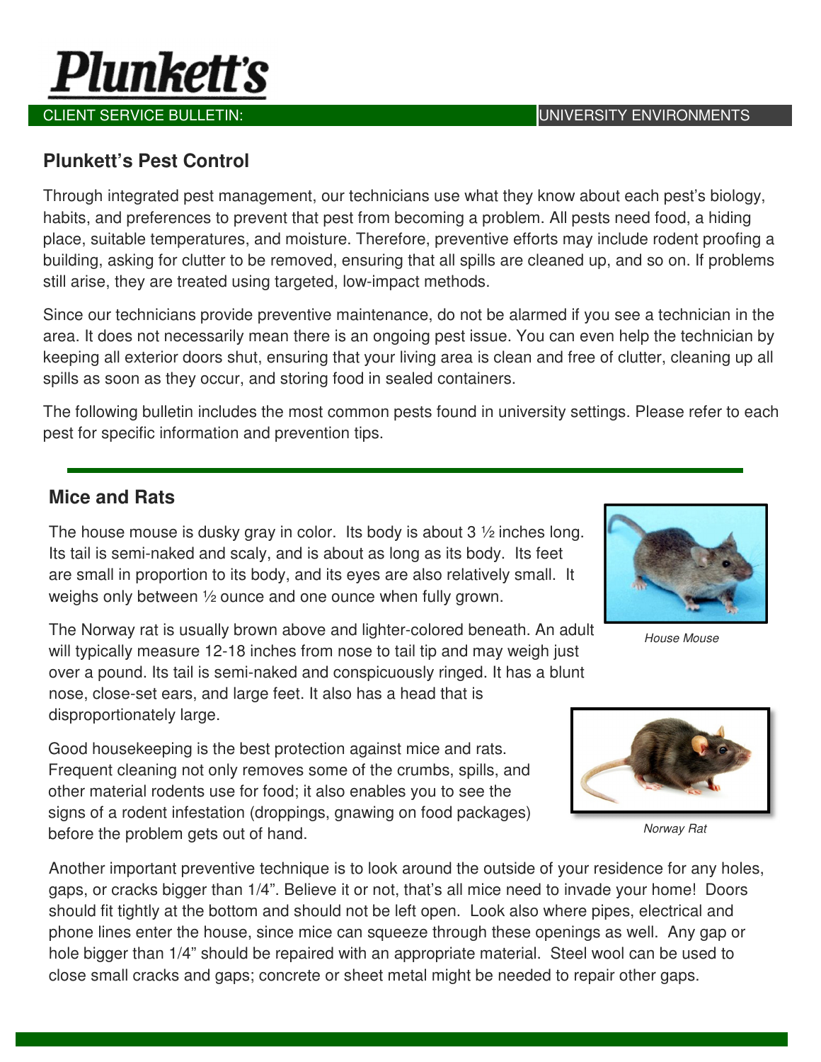# Plunkett's

CLIENT SERVICE BULLETIN: UNIVERSITY ENVIRONMENTS

## Plunkett's Pest Control

Through integrated pest management, our technicians use what they know about each pest's biology, habits, and preferences to prevent that pest from becoming a problem. All pests need food, a hiding place, suitable temperatures, and moisture. Therefore, preventive efforts may include rodent proofing a building, asking for clutter to be removed, ensuring that all spills are cleaned up, and so on. If problems still arise, they are treated using targeted, low-impact methods.

Since our technicians provide preventive maintenance, do not be alarmed if you see a technician in the area. It does not necessarily mean there is an ongoing pest issue. You can even help the technician by keeping all exterior doors shut, ensuring that your living area is clean and free of clutter, cleaning up all spills as soon as they occur, and storing food in sealed containers.

The following bulletin includes the most common pests found in university settings. Please refer to each pest for specific information and prevention tips.

## Mice and Rats

The house mouse is dusky gray in color. Its body is about 3 ½ inches long. Its tail is semi-naked and scaly, and is about as long as its body. Its feet are small in proportion to its body, and its eyes are also relatively small. It weighs only between ½ ounce and one ounce when fully grown.

*House Mouse*

The Norway rat is usually brown above and lighter-colored beneath. An adult will typically measure 12-18 inches from nose to tail tip and may weigh just over a pound. Its tail is semi-naked and conspicuously ringed. It has a blunt nose, close-set ears, and large feet. It also has a head that is disproportionately large.

Good housekeeping is the best protection against mice and rats. Frequent cleaning not only removes some of the crumbs, spills, and other material rodents use for food; it also enables you to see the signs of a rodent infestation (droppings, gnawing on food packages) before the problem gets out of hand.

*Norway Rat*

Another important preventive technique is to look around the outside of your residence for any holes, gaps, or cracks bigger than 1/4". Believe it or not, that's all mice need to invade your home! Doors should fit tightly at the bottom and should not be left open. Look also where pipes, electrical and phone lines enter the house, since mice can squeeze through these openings as well. Any gap or hole bigger than 1/4" should be repaired with an appropriate material. Steel wool can be used to close small cracks and gaps; concrete or sheet metal might be needed to repair other gaps.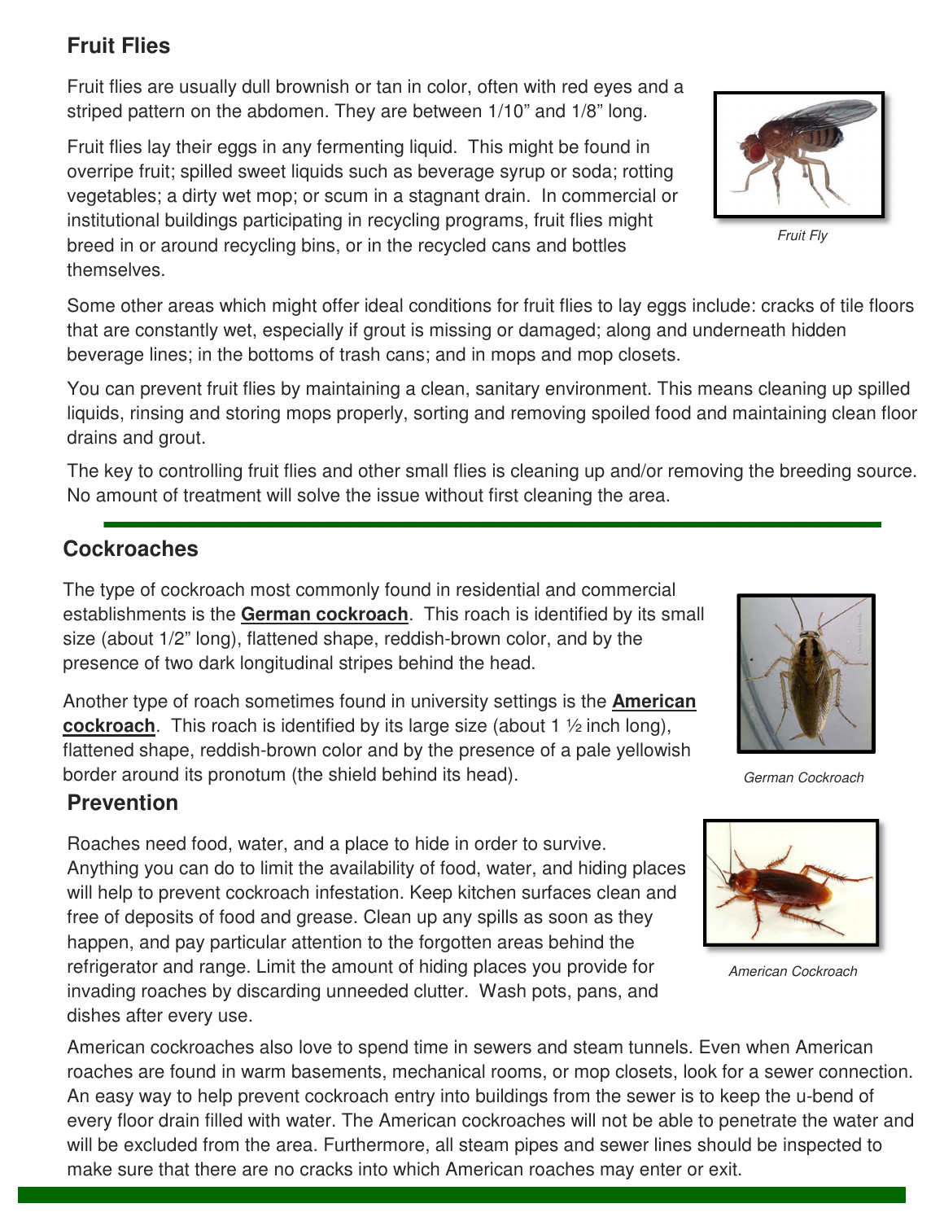## Fruit Flies

Fruit flies are usually dull brownish or tan in color, often with red eyes and a striped pattern on the abdomen. They are between 1/10" and 1/8" long.

Fruit flies lay their eggs in any fermenting liquid. This might be found in overripe fruit; spilled sweet liquids such as beverage syrup or soda; rotting vegetables; a dirty wet mop; or scum in a stagnant drain. In commercial or institutional buildings participating in recycling programs, fruit flies might breed in or around recycling bins, or in the recycled cans and bottles themselves.

*Fruit Fly*

Some other areas which might offer ideal conditions for fruit flies to lay eggs include: cracks of tile floors that are constantly wet, especially if grout is missing or damaged; along and underneath hidden beverage lines; in the bottoms of trash cans; and in mops and mop closets.

You can prevent fruit flies by maintaining a clean, sanitary environment. This means cleaning up spilled liquids, rinsing and storing mops properly, sorting and removing spoiled food and maintaining clean floor drains and grout.

The key to controlling fruit flies and other small flies is cleaning up and/or removing the breeding source. No amount of treatment will solve the issue without first cleaning the area.

## Cockroaches

The type of cockroach most commonly found in residential and commercial establishments is the **German cockroach**. This roach is identified by its small size (about 1/2" long), flattened shape, reddish-brown color, and by the presence of two dark longitudinal stripes behind the head.

Another type of roach sometimes found in university settings is the **American cockroach**. This roach is identified by its large size (about 1 ½ inch long), flattened shape, reddish-brown color and by the presence of a pale yellowish border around its pronotum (the shield behind its head).

*German Cockroach*

## Prevention

Roaches need food, water, and a place to hide in order to survive. Anything you can do to limit the availability of food, water, and hiding places will help to prevent cockroach infestation. Keep kitchen surfaces clean and free of deposits of food and grease. Clean up any spills as soon as they happen, and pay particular attention to the forgotten areas behind the refrigerator and range. Limit the amount of hiding places you provide for invading roaches by discarding unneeded clutter. Wash pots, pans, and dishes after every use.

*American Cockroach*

American cockroaches also love to spend time in sewers and steam tunnels. Even when American roaches are found in warm basements, mechanical rooms, or mop closets, look for a sewer connection. An easy way to help prevent cockroach entry into buildings from the sewer is to keep the u-bend of every floor drain filled with water. The American cockroaches will not be able to penetrate the water and will be excluded from the area. Furthermore, all steam pipes and sewer lines should be inspected to make sure that there are no cracks into which American roaches may enter or exit.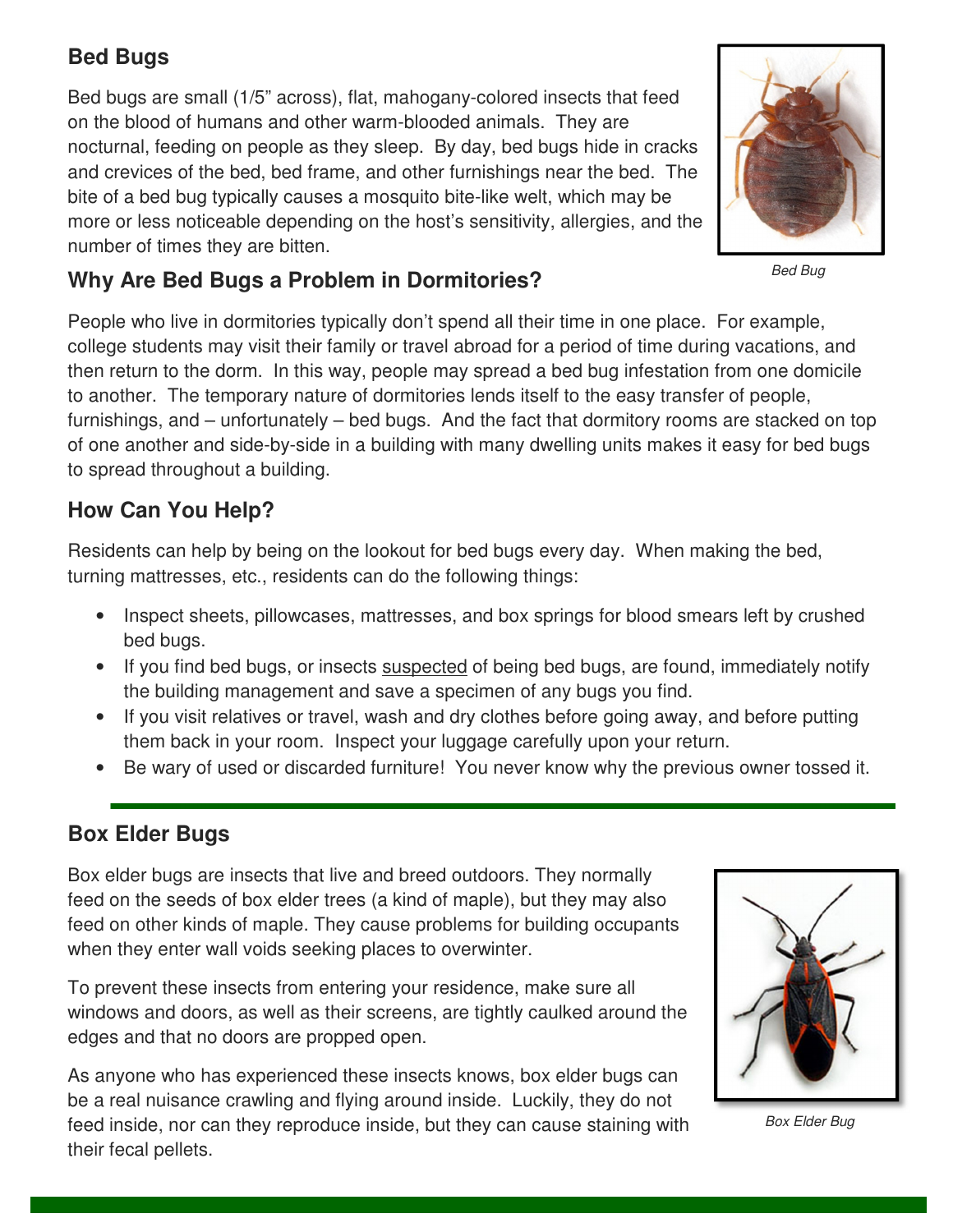## Bed Bugs

Bed bugs are small (1/5" across), flat, mahogany-colored insects that feed on the blood of humans and other warm-blooded animals. They are nocturnal, feeding on people as they sleep. By day, bed bugs hide in cracks and crevices of the bed, bed frame, and other furnishings near the bed. The bite of a bed bug typically causes a mosquito bite-like welt, which may be more or less noticeable depending on the host's sensitivity, allergies, and the number of times they are bitten.

*Bed Bug*

## Why Are Bed Bugs a Problem in Dormitories?

People who live in dormitories typically don't spend all their time in one place. For example, college students may visit their family or travel abroad for a period of time during vacations, and then return to the dorm. In this way, people may spread a bed bug infestation from one domicile to another. The temporary nature of dormitories lends itself to the easy transfer of people, furnishings, and – unfortunately – bed bugs. And the fact that dormitory rooms are stacked on top of one another and side-by-side in a building with many dwelling units makes it easy for bed bugs to spread throughout a building.

## How Can You Help?

Residents can help by being on the lookout for bed bugs every day. When making the bed, turning mattresses, etc., residents can do the following things:

- Inspect sheets, pillowcases, mattresses, and box springs for blood smears left by crushed bed bugs.
- If you find bed bugs, or insects <u>suspected</u> of being bed bugs, are found, immediately notify the building management and save a specimen of any bugs you find.
- If you visit relatives or travel, wash and dry clothes before going away, and before putting them back in your room. Inspect your luggage carefully upon your return.
- Be wary of used or discarded furniture! You never know why the previous owner tossed it.

---

## Box Elder Bugs

Box elder bugs are insects that live and breed outdoors. They normally feed on the seeds of box elder trees (a kind of maple), but they may also feed on other kinds of maple. They cause problems for building occupants when they enter wall voids seeking places to overwinter.

To prevent these insects from entering your residence, make sure all windows and doors, as well as their screens, are tightly caulked around the edges and that no doors are propped open.

As anyone who has experienced these insects knows, box elder bugs can be a real nuisance crawling and flying around inside. Luckily, they do not feed inside, nor can they reproduce inside, but they can cause staining with their fecal pellets.

*Box Elder Bug*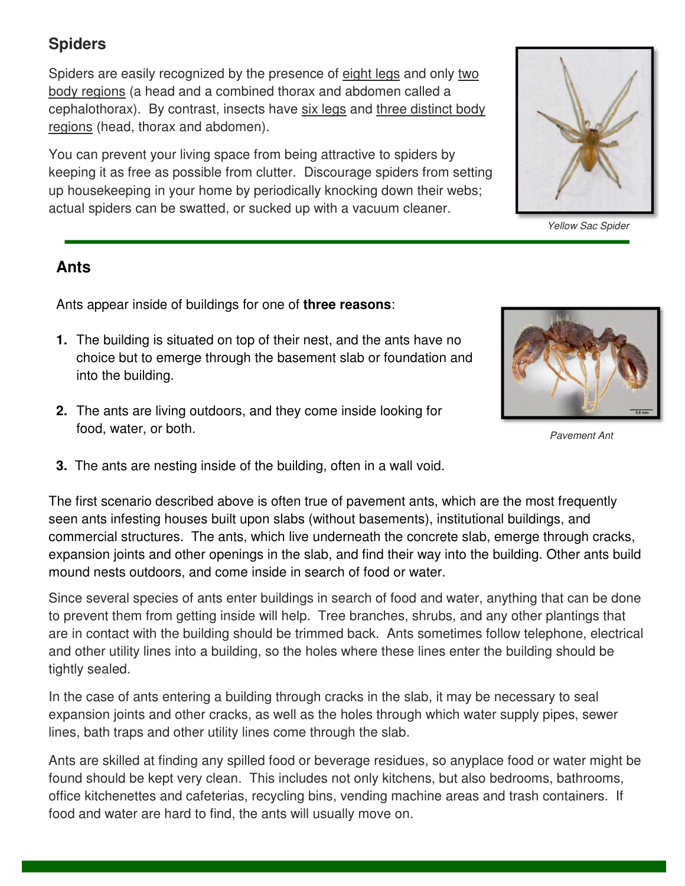## Spiders

Spiders are easily recognized by the presence of eight legs and only two body regions (a head and a combined thorax and abdomen called a cephalothorax). By contrast, insects have six legs and three distinct body regions (head, thorax and abdomen).

You can prevent your living space from being attractive to spiders by keeping it as free as possible from clutter. Discourage spiders from setting up housekeeping in your home by periodically knocking down their webs; actual spiders can be swatted, or sucked up with a vacuum cleaner.

*Yellow Sac Spider*

## Ants

Ants appear inside of buildings for one of **three reasons**:

1. The building is situated on top of their nest, and the ants have no choice but to emerge through the basement slab or foundation and into the building.
2. The ants are living outdoors, and they come inside looking for food, water, or both.
3. The ants are nesting inside of the building, often in a wall void.

*Pavement Ant*

The first scenario described above is often true of pavement ants, which are the most frequently seen ants infesting houses built upon slabs (without basements), institutional buildings, and commercial structures. The ants, which live underneath the concrete slab, emerge through cracks, expansion joints and other openings in the slab, and find their way into the building. Other ants build mound nests outdoors, and come inside in search of food or water.

Since several species of ants enter buildings in search of food and water, anything that can be done to prevent them from getting inside will help. Tree branches, shrubs, and any other plantings that are in contact with the building should be trimmed back. Ants sometimes follow telephone, electrical and other utility lines into a building, so the holes where these lines enter the building should be tightly sealed.

In the case of ants entering a building through cracks in the slab, it may be necessary to seal expansion joints and other cracks, as well as the holes through which water supply pipes, sewer lines, bath traps and other utility lines come through the slab.

Ants are skilled at finding any spilled food or beverage residues, so anyplace food or water might be found should be kept very clean. This includes not only kitchens, but also bedrooms, bathrooms, office kitchenettes and cafeterias, recycling bins, vending machine areas and trash containers. If food and water are hard to find, the ants will usually move on.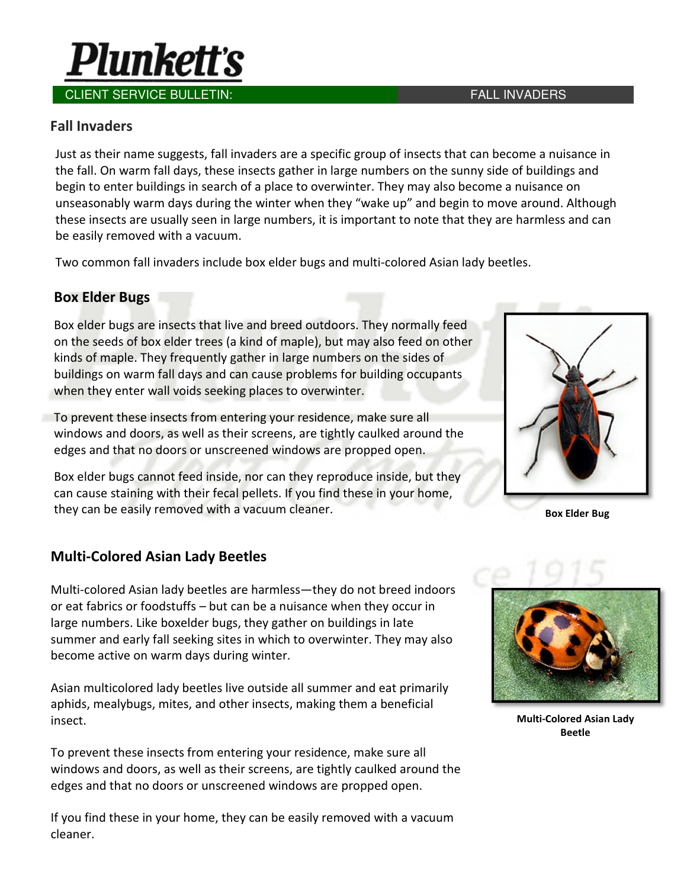# Plunkett's

CLIENT SERVICE BULLETIN: FALL INVADERS

## Fall Invaders

Just as their name suggests, fall invaders are a specific group of insects that can become a nuisance in the fall. On warm fall days, these insects gather in large numbers on the sunny side of buildings and begin to enter buildings in search of a place to overwinter. They may also become a nuisance on unseasonably warm days during the winter when they "wake up" and begin to move around. Although these insects are usually seen in large numbers, it is important to note that they are harmless and can be easily removed with a vacuum.

Two common fall invaders include box elder bugs and multi-colored Asian lady beetles.

### Box Elder Bugs

Box elder bugs are insects that live and breed outdoors. They normally feed on the seeds of box elder trees (a kind of maple), but may also feed on other kinds of maple. They frequently gather in large numbers on the sides of buildings on warm fall days and can cause problems for building occupants when they enter wall voids seeking places to overwinter.

To prevent these insects from entering your residence, make sure all windows and doors, as well as their screens, are tightly caulked around the edges and that no doors or unscreened windows are propped open.

Box elder bugs cannot feed inside, nor can they reproduce inside, but they can cause staining with their fecal pellets. If you find these in your home, they can be easily removed with a vacuum cleaner.

**Box Elder Bug**

### Multi-Colored Asian Lady Beetles

Multi-colored Asian lady beetles are harmless—they do not breed indoors or eat fabrics or foodstuffs – but can be a nuisance when they occur in large numbers. Like boxelder bugs, they gather on buildings in late summer and early fall seeking sites in which to overwinter. They may also become active on warm days during winter.

Asian multicolored lady beetles live outside all summer and eat primarily aphids, mealybugs, mites, and other insects, making them a beneficial insect.

To prevent these insects from entering your residence, make sure all windows and doors, as well as their screens, are tightly caulked around the edges and that no doors or unscreened windows are propped open.

If you find these in your home, they can be easily removed with a vacuum cleaner.

**Multi-Colored Asian Lady Beetle**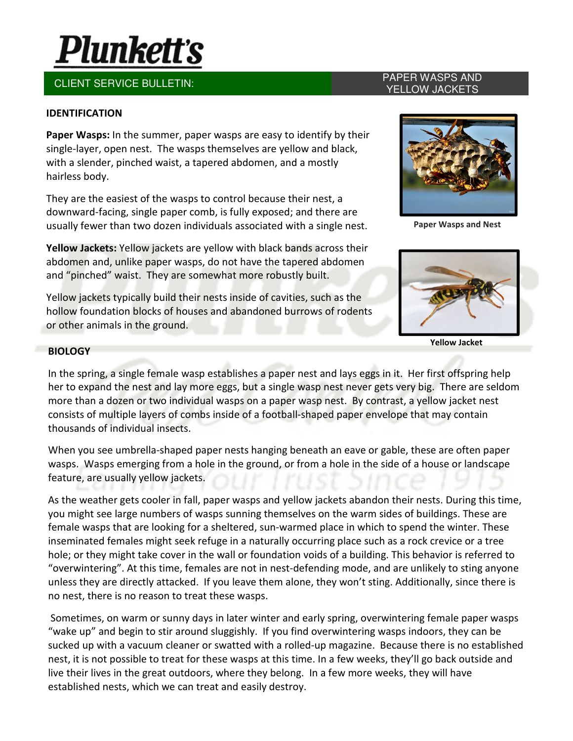# Plunkett's

CLIENT SERVICE BULLETIN: PAPER WASPS AND YELLOW JACKETS

## IDENTIFICATION

**Paper Wasps:** In the summer, paper wasps are easy to identify by their single-layer, open nest. The wasps themselves are yellow and black, with a slender, pinched waist, a tapered abdomen, and a mostly hairless body.

They are the easiest of the wasps to control because their nest, a downward-facing, single paper comb, is fully exposed; and there are usually fewer than two dozen individuals associated with a single nest.

Paper Wasps and Nest

**Yellow Jackets:** Yellow jackets are yellow with black bands across their abdomen and, unlike paper wasps, do not have the tapered abdomen and "pinched" waist. They are somewhat more robustly built.

Yellow jackets typically build their nests inside of cavities, such as the hollow foundation blocks of houses and abandoned burrows of rodents or other animals in the ground.

Yellow Jacket

## BIOLOGY

In the spring, a single female wasp establishes a paper nest and lays eggs in it. Her first offspring help her to expand the nest and lay more eggs, but a single wasp nest never gets very big. There are seldom more than a dozen or two individual wasps on a paper wasp nest. By contrast, a yellow jacket nest consists of multiple layers of combs inside of a football-shaped paper envelope that may contain thousands of individual insects.

When you see umbrella-shaped paper nests hanging beneath an eave or gable, these are often paper wasps. Wasps emerging from a hole in the ground, or from a hole in the side of a house or landscape feature, are usually yellow jackets.

As the weather gets cooler in fall, paper wasps and yellow jackets abandon their nests. During this time, you might see large numbers of wasps sunning themselves on the warm sides of buildings. These are female wasps that are looking for a sheltered, sun-warmed place in which to spend the winter. These inseminated females might seek refuge in a naturally occurring place such as a rock crevice or a tree hole; or they might take cover in the wall or foundation voids of a building. This behavior is referred to "overwintering". At this time, females are not in nest-defending mode, and are unlikely to sting anyone unless they are directly attacked. If you leave them alone, they won't sting. Additionally, since there is no nest, there is no reason to treat these wasps.

Sometimes, on warm or sunny days in later winter and early spring, overwintering female paper wasps "wake up" and begin to stir around sluggishly. If you find overwintering wasps indoors, they can be sucked up with a vacuum cleaner or swatted with a rolled-up magazine. Because there is no established nest, it is not possible to treat for these wasps at this time. In a few weeks, they'll go back outside and live their lives in the great outdoors, where they belong. In a few more weeks, they will have established nests, which we can treat and easily destroy.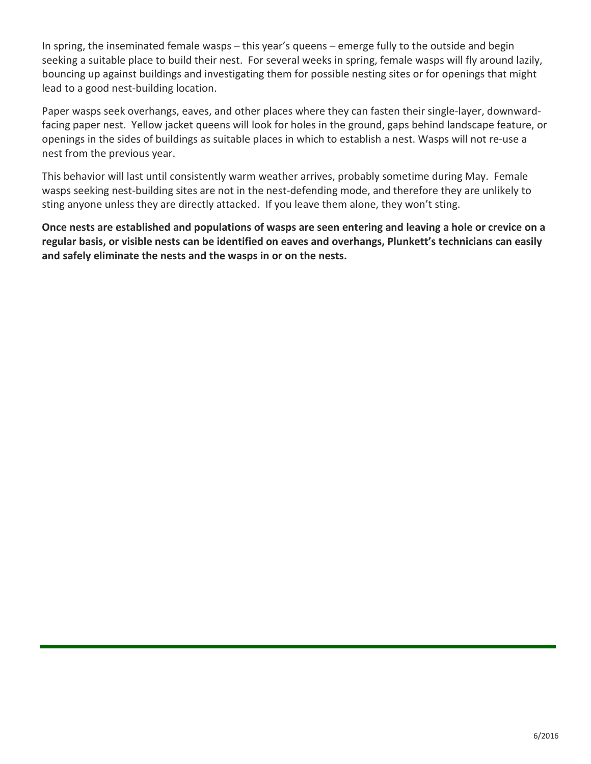In spring, the inseminated female wasps – this year's queens – emerge fully to the outside and begin seeking a suitable place to build their nest. For several weeks in spring, female wasps will fly around lazily, bouncing up against buildings and investigating them for possible nesting sites or for openings that might lead to a good nest-building location.

Paper wasps seek overhangs, eaves, and other places where they can fasten their single-layer, downward-facing paper nest. Yellow jacket queens will look for holes in the ground, gaps behind landscape feature, or openings in the sides of buildings as suitable places in which to establish a nest. Wasps will not re-use a nest from the previous year.

This behavior will last until consistently warm weather arrives, probably sometime during May. Female wasps seeking nest-building sites are not in the nest-defending mode, and therefore they are unlikely to sting anyone unless they are directly attacked. If you leave them alone, they won't sting.

**Once nests are established and populations of wasps are seen entering and leaving a hole or crevice on a regular basis, or visible nests can be identified on eaves and overhangs, Plunkett's technicians can easily and safely eliminate the nests and the wasps in or on the nests.**

6/2016